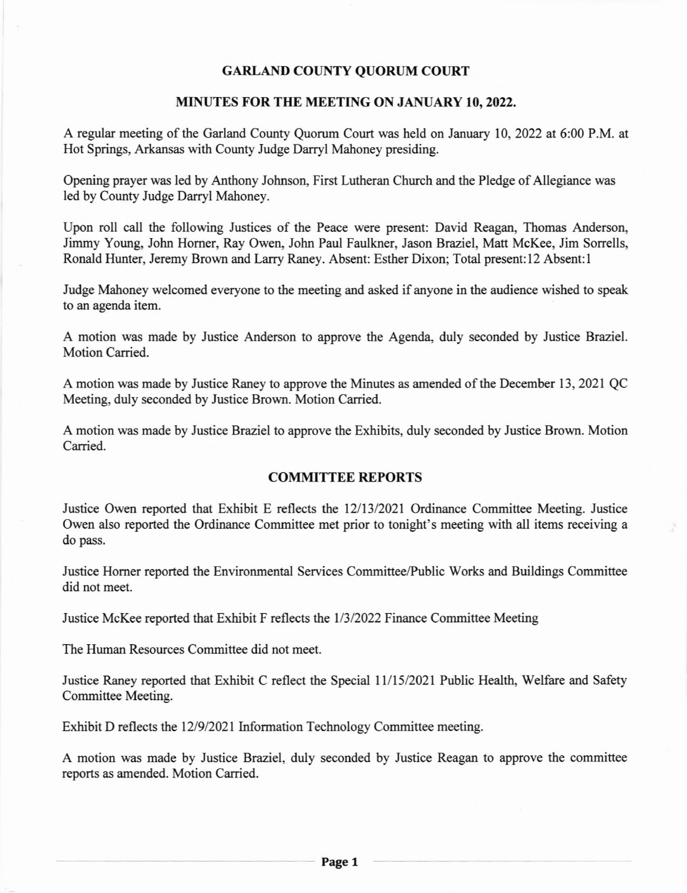# GARLAND COUNTY QUORUM COURT

## MINUTES FOR THE MEETING ON JANUARY 10, 2022.

A regular meeting of the Garland County Quorum Court was held on January 10, 2022 at 6:00 P.M. at Hot Springs, Arkansas with County Judge Darryl Mahoney presiding.

Opening prayer was led by Anthony Johnson, First Lutheran Church and the Pledge of Allegiance was led by County Judge Darryl Mahoney.

Upon roll call the following Justices of the Peace were present: David Reagan, Thomas Anderson, Jimmy Young, John Horner, Ray Owen, John Paul Faulkner, Jason Braziel, Matt McKee, Jim Sorrells, Ronald Hunter, Jeremy Brown and Larry Raney. Absent: Esther Dixon; Total present:12 Absent:1

Judge Mahoney welcomed everyone to the meeting and asked if anyone in the audience wished to speak to an agenda item.

A motion was made by Justice Anderson to approve the Agenda, duly seconded by Justice Braziel. Motion Carried.

A motion was made by Justice Raney to approve the Minutes as amended of the December 13, 2021 QC Meeting, duly seconded by Justice Brown. Motion Carried.

A motion was made by Justice Braziel to approve the Exhibits, duly seconded by Justice Brown. Motion Carried.

## COMMITTEE REPORTS

Justice Owen reported that Exhibit E reflects the 12/13/2021 Ordinance Committee Meeting. Justice Owen also reported the Ordinance Committee met prior to tonight's meeting with all items receiving a do pass.

Justice Horner reported the Environmental Services Committee/Public Works and Buildings Committee did not meet.

Justice McKee reported that Exhibit F reflects the 1/3/2022 Finance Committee Meeting

The Human Resources Committee did not meet.

Justice Raney reported that Exhibit C reflect the Special 11/15/2021 Public Health, Welfare and Safety Committee Meeting.

Exhibit D reflects the 12/9/2021 Information Technology Committee meeting.

A motion was made by Justice Braziel, duly seconded by Justice Reagan to approve the committee reports as amended. Motion Carried.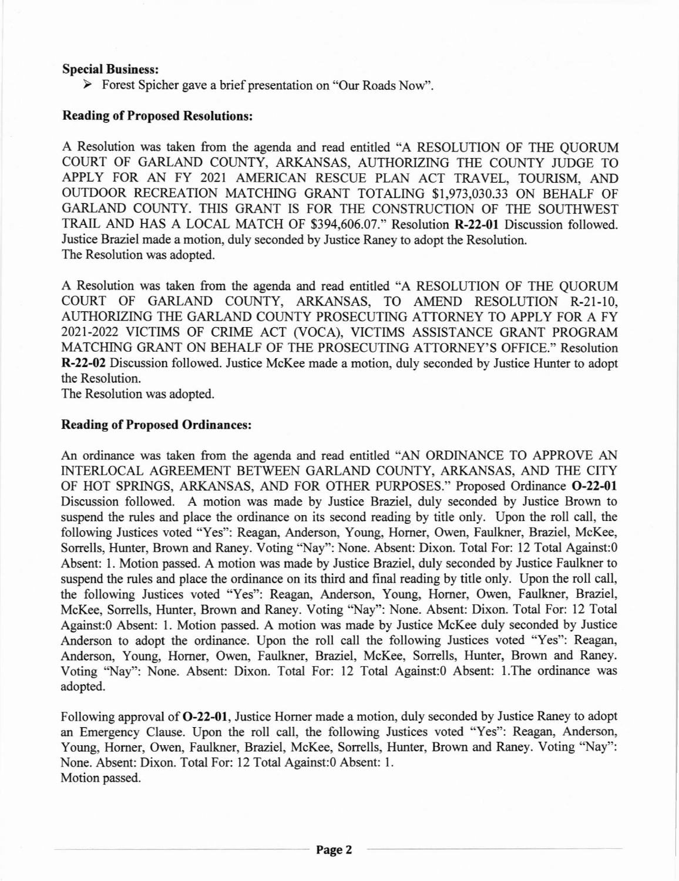**Special Business:**

- Forest Spicher gave a brief presentation on "Our Roads Now".

**Reading of Proposed Resolutions:**

A Resolution was taken from the agenda and read entitled "A RESOLUTION OF THE QUORUM COURT OF GARLAND COUNTY, ARKANSAS, AUTHORIZING THE COUNTY JUDGE TO APPLY FOR AN FY 2021 AMERICAN RESCUE PLAN ACT TRAVEL, TOURISM, AND OUTDOOR RECREATION MATCHING GRANT TOTALING $1,973,030.33 ON BEHALF OF GARLAND COUNTY. THIS GRANT IS FOR THE CONSTRUCTION OF THE SOUTHWEST TRAIL AND HAS A LOCAL MATCH OF $394,606.07." Resolution **R-22-01** Discussion followed. Justice Braziel made a motion, duly seconded by Justice Raney to adopt the Resolution.
The Resolution was adopted.

A Resolution was taken from the agenda and read entitled "A RESOLUTION OF THE QUORUM COURT OF GARLAND COUNTY, ARKANSAS, TO AMEND RESOLUTION R-21-10, AUTHORIZING THE GARLAND COUNTY PROSECUTING ATTORNEY TO APPLY FOR A FY 2021-2022 VICTIMS OF CRIME ACT (VOCA), VICTIMS ASSISTANCE GRANT PROGRAM MATCHING GRANT ON BEHALF OF THE PROSECUTING ATTORNEY'S OFFICE." Resolution **R-22-02** Discussion followed. Justice McKee made a motion, duly seconded by Justice Hunter to adopt the Resolution.
The Resolution was adopted.

**Reading of Proposed Ordinances:**

An ordinance was taken from the agenda and read entitled "AN ORDINANCE TO APPROVE AN INTERLOCAL AGREEMENT BETWEEN GARLAND COUNTY, ARKANSAS, AND THE CITY OF HOT SPRINGS, ARKANSAS, AND FOR OTHER PURPOSES." Proposed Ordinance **O-22-01** Discussion followed. A motion was made by Justice Braziel, duly seconded by Justice Brown to suspend the rules and place the ordinance on its second reading by title only. Upon the roll call, the following Justices voted "Yes": Reagan, Anderson, Young, Horner, Owen, Faulkner, Braziel, McKee, Sorrells, Hunter, Brown and Raney. Voting "Nay": None. Absent: Dixon. Total For: 12 Total Against:0 Absent: 1. Motion passed. A motion was made by Justice Braziel, duly seconded by Justice Faulkner to suspend the rules and place the ordinance on its third and final reading by title only. Upon the roll call, the following Justices voted "Yes": Reagan, Anderson, Young, Horner, Owen, Faulkner, Braziel, McKee, Sorrells, Hunter, Brown and Raney. Voting "Nay": None. Absent: Dixon. Total For: 12 Total Against:0 Absent: 1. Motion passed. A motion was made by Justice McKee duly seconded by Justice Anderson to adopt the ordinance. Upon the roll call the following Justices voted "Yes": Reagan, Anderson, Young, Horner, Owen, Faulkner, Braziel, McKee, Sorrells, Hunter, Brown and Raney. Voting "Nay": None. Absent: Dixon. Total For: 12 Total Against:0 Absent: 1.The ordinance was adopted.

Following approval of **O-22-01**, Justice Horner made a motion, duly seconded by Justice Raney to adopt an Emergency Clause. Upon the roll call, the following Justices voted "Yes": Reagan, Anderson, Young, Horner, Owen, Faulkner, Braziel, McKee, Sorrells, Hunter, Brown and Raney. Voting "Nay": None. Absent: Dixon. Total For: 12 Total Against:0 Absent: 1.
Motion passed.